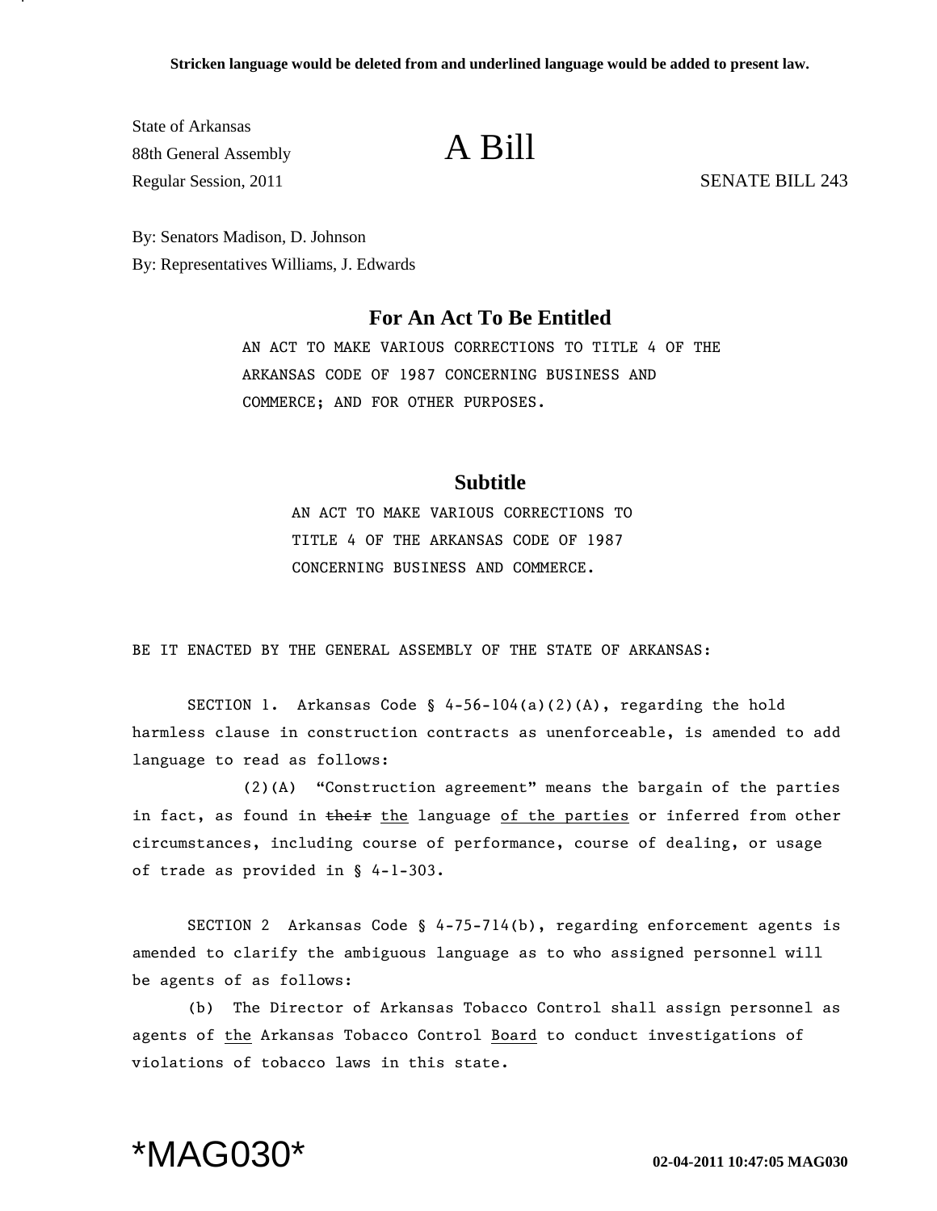**Stricken language would be deleted from and underlined language would be added to present law.**

State of Arkansas
88th General Assembly
Regular Session, 2011

# A Bill

SENATE BILL 243

By: Senators Madison, D. Johnson
By: Representatives Williams, J. Edwards

## For An Act To Be Entitled

AN ACT TO MAKE VARIOUS CORRECTIONS TO TITLE 4 OF THE ARKANSAS CODE OF 1987 CONCERNING BUSINESS AND COMMERCE; AND FOR OTHER PURPOSES.

## Subtitle

AN ACT TO MAKE VARIOUS CORRECTIONS TO TITLE 4 OF THE ARKANSAS CODE OF 1987 CONCERNING BUSINESS AND COMMERCE.

BE IT ENACTED BY THE GENERAL ASSEMBLY OF THE STATE OF ARKANSAS:

SECTION 1. Arkansas Code § 4-56-104(a)(2)(A), regarding the hold harmless clause in construction contracts as unenforceable, is amended to add language to read as follows:

(2)(A) "Construction agreement" means the bargain of the parties in fact, as found in ~~their~~ <u>the</u> language <u>of the parties</u> or inferred from other circumstances, including course of performance, course of dealing, or usage of trade as provided in § 4-1-303.

SECTION 2 Arkansas Code § 4-75-714(b), regarding enforcement agents is amended to clarify the ambiguous language as to who assigned personnel will be agents of as follows:

(b) The Director of Arkansas Tobacco Control shall assign personnel as agents of <u>the</u> Arkansas Tobacco Control <u>Board</u> to conduct investigations of violations of tobacco laws in this state.

*MAG030* 02-04-2011 10:47:05 MAG030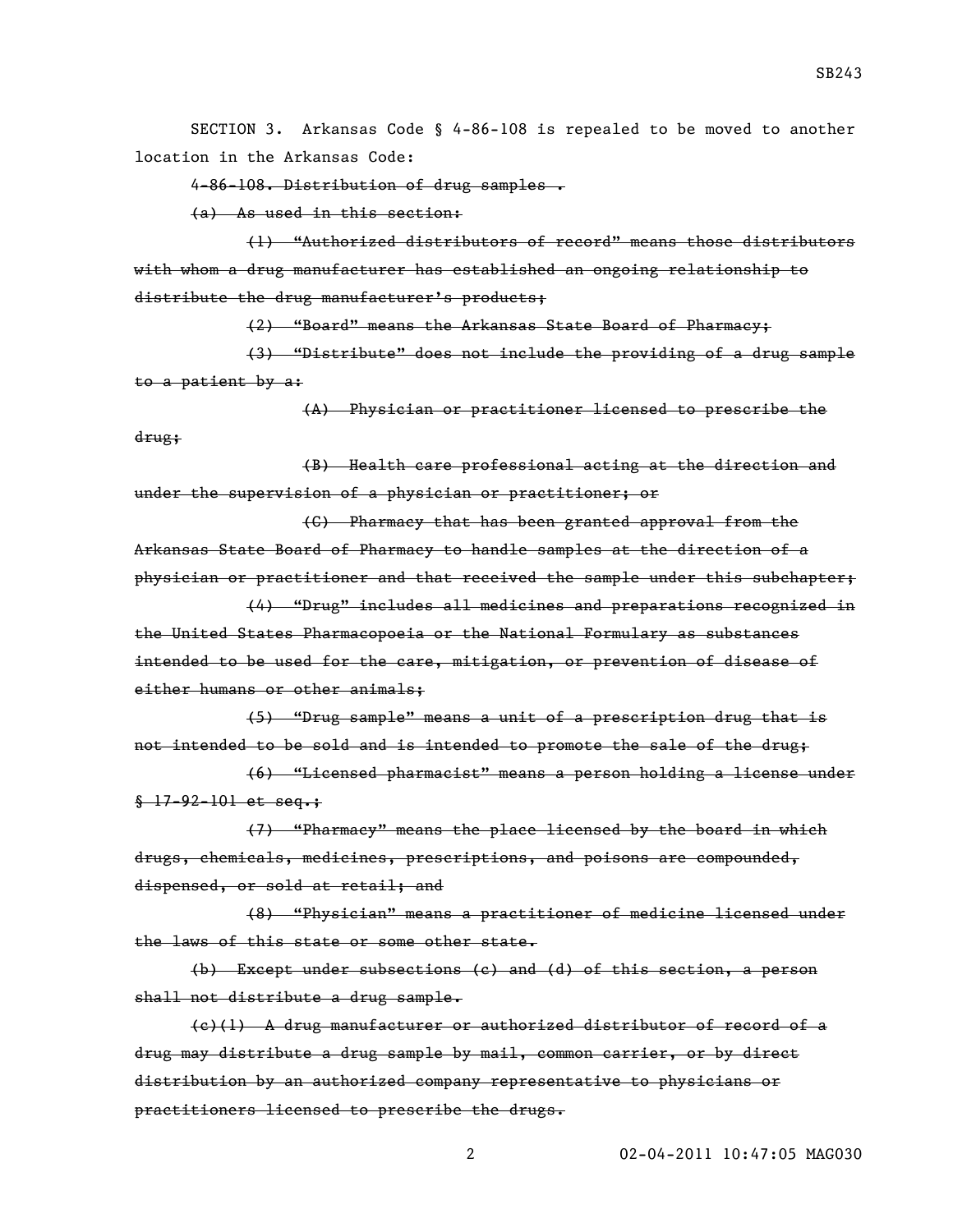SECTION 3. Arkansas Code § 4-86-108 is repealed to be moved to another location in the Arkansas Code:

~~4-86-108. Distribution of drug samples .~~

~~(a) As used in this section:~~

~~(1) "Authorized distributors of record" means those distributors with whom a drug manufacturer has established an ongoing relationship to distribute the drug manufacturer's products;~~

~~(2) "Board" means the Arkansas State Board of Pharmacy;~~

~~(3) "Distribute" does not include the providing of a drug sample to a patient by a:~~

~~(A) Physician or practitioner licensed to prescribe the drug;~~

~~(B) Health care professional acting at the direction and under the supervision of a physician or practitioner; or~~

~~(C) Pharmacy that has been granted approval from the Arkansas State Board of Pharmacy to handle samples at the direction of a physician or practitioner and that received the sample under this subchapter;~~

~~(4) "Drug" includes all medicines and preparations recognized in the United States Pharmacopoeia or the National Formulary as substances intended to be used for the care, mitigation, or prevention of disease of either humans or other animals;~~

~~(5) "Drug sample" means a unit of a prescription drug that is not intended to be sold and is intended to promote the sale of the drug;~~

~~(6) "Licensed pharmacist" means a person holding a license under § 17-92-101 et seq.;~~

~~(7) "Pharmacy" means the place licensed by the board in which drugs, chemicals, medicines, prescriptions, and poisons are compounded, dispensed, or sold at retail; and~~

~~(8) "Physician" means a practitioner of medicine licensed under the laws of this state or some other state.~~

~~(b) Except under subsections (c) and (d) of this section, a person shall not distribute a drug sample.~~

~~(c)(1) A drug manufacturer or authorized distributor of record of a drug may distribute a drug sample by mail, common carrier, or by direct distribution by an authorized company representative to physicians or practitioners licensed to prescribe the drugs.~~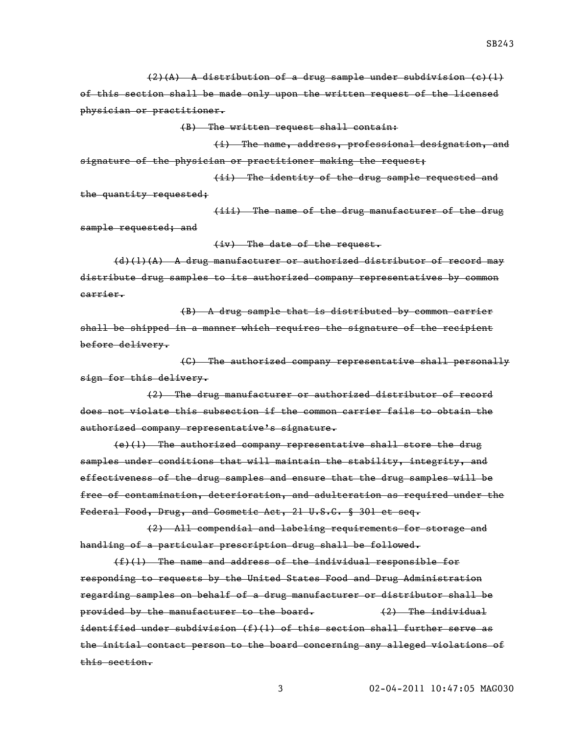~~(2)(A) A distribution of a drug sample under subdivision (c)(1) of this section shall be made only upon the written request of the licensed physician or practitioner.~~

~~(B) The written request shall contain:~~

~~(i) The name, address, professional designation, and signature of the physician or practitioner making the request;~~

~~(ii) The identity of the drug sample requested and the quantity requested;~~

~~(iii) The name of the drug manufacturer of the drug sample requested; and~~

~~(iv) The date of the request.~~

~~(d)(1)(A) A drug manufacturer or authorized distributor of record may distribute drug samples to its authorized company representatives by common carrier.~~

~~(B) A drug sample that is distributed by common carrier shall be shipped in a manner which requires the signature of the recipient before delivery.~~

~~(C) The authorized company representative shall personally sign for this delivery.~~

~~(2) The drug manufacturer or authorized distributor of record does not violate this subsection if the common carrier fails to obtain the authorized company representative's signature.~~

~~(e)(1) The authorized company representative shall store the drug samples under conditions that will maintain the stability, integrity, and effectiveness of the drug samples and ensure that the drug samples will be free of contamination, deterioration, and adulteration as required under the Federal Food, Drug, and Cosmetic Act, 21 U.S.C. § 301 et seq.~~

~~(2) All compendial and labeling requirements for storage and handling of a particular prescription drug shall be followed.~~

~~(f)(1) The name and address of the individual responsible for responding to requests by the United States Food and Drug Administration regarding samples on behalf of a drug manufacturer or distributor shall be provided by the manufacturer to the board.~~ ~~(2) The individual identified under subdivision (f)(1) of this section shall further serve as the initial contact person to the board concerning any alleged violations of this section.~~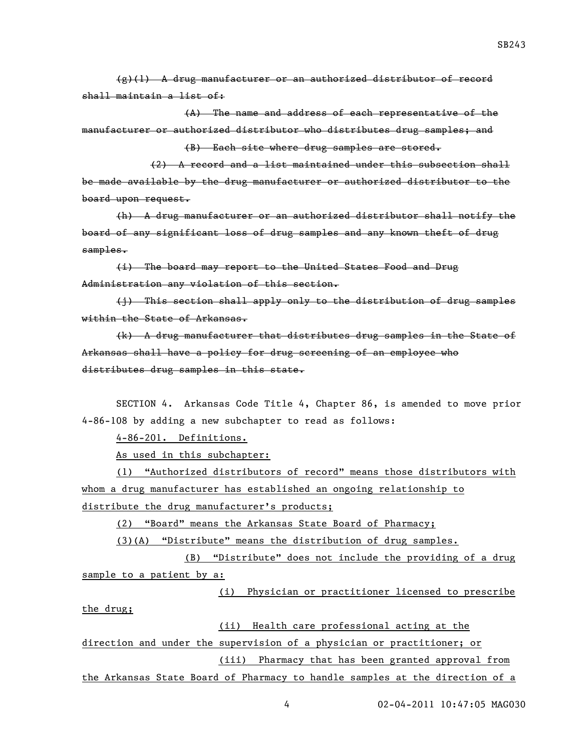~~(g)(1) A drug manufacturer or an authorized distributor of record shall maintain a list of:~~

~~(A) The name and address of each representative of the manufacturer or authorized distributor who distributes drug samples; and~~

~~(B) Each site where drug samples are stored.~~

~~(2) A record and a list maintained under this subsection shall be made available by the drug manufacturer or authorized distributor to the board upon request.~~

~~(h) A drug manufacturer or an authorized distributor shall notify the board of any significant loss of drug samples and any known theft of drug samples.~~

~~(i) The board may report to the United States Food and Drug Administration any violation of this section.~~

~~(j) This section shall apply only to the distribution of drug samples within the State of Arkansas.~~

~~(k) A drug manufacturer that distributes drug samples in the State of Arkansas shall have a policy for drug screening of an employee who distributes drug samples in this state.~~

SECTION 4. Arkansas Code Title 4, Chapter 86, is amended to move prior 4-86-108 by adding a new subchapter to read as follows:

<u>4-86-201. Definitions.</u>

<u>As used in this subchapter:</u>

<u>(1) "Authorized distributors of record" means those distributors with whom a drug manufacturer has established an ongoing relationship to distribute the drug manufacturer's products;</u>

<u>(2) "Board" means the Arkansas State Board of Pharmacy;</u>

<u>(3)(A) "Distribute" means the distribution of drug samples.</u>

<u>(B) "Distribute" does not include the providing of a drug sample to a patient by a:</u>

<u>(i) Physician or practitioner licensed to prescribe the drug;</u>

<u>(ii) Health care professional acting at the direction and under the supervision of a physician or practitioner; or</u>

<u>(iii) Pharmacy that has been granted approval from the Arkansas State Board of Pharmacy to handle samples at the direction of a</u>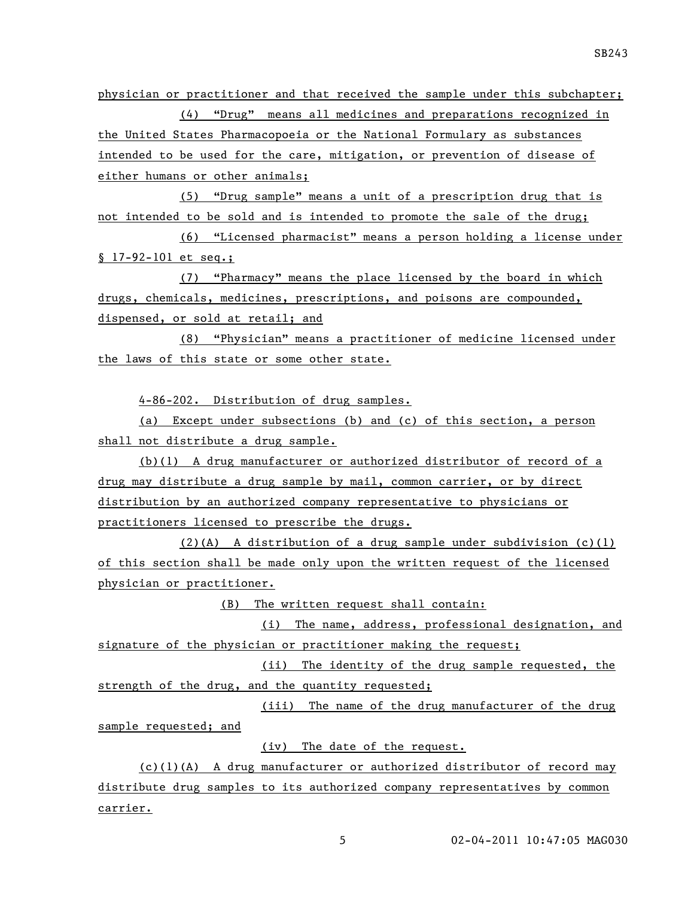physician or practitioner and that received the sample under this subchapter;

(4) "Drug" means all medicines and preparations recognized in the United States Pharmacopoeia or the National Formulary as substances intended to be used for the care, mitigation, or prevention of disease of either humans or other animals;

(5) "Drug sample" means a unit of a prescription drug that is not intended to be sold and is intended to promote the sale of the drug;

(6) "Licensed pharmacist" means a person holding a license under § 17-92-101 et seq.;

(7) "Pharmacy" means the place licensed by the board in which drugs, chemicals, medicines, prescriptions, and poisons are compounded, dispensed, or sold at retail; and

(8) "Physician" means a practitioner of medicine licensed under the laws of this state or some other state.

4-86-202. Distribution of drug samples.

(a) Except under subsections (b) and (c) of this section, a person shall not distribute a drug sample.

(b)(1) A drug manufacturer or authorized distributor of record of a drug may distribute a drug sample by mail, common carrier, or by direct distribution by an authorized company representative to physicians or practitioners licensed to prescribe the drugs.

(2)(A) A distribution of a drug sample under subdivision (c)(1) of this section shall be made only upon the written request of the licensed physician or practitioner.

(B) The written request shall contain:

(i) The name, address, professional designation, and signature of the physician or practitioner making the request;

(ii) The identity of the drug sample requested, the strength of the drug, and the quantity requested;

(iii) The name of the drug manufacturer of the drug sample requested; and

(iv) The date of the request.

(c)(1)(A) A drug manufacturer or authorized distributor of record may distribute drug samples to its authorized company representatives by common carrier.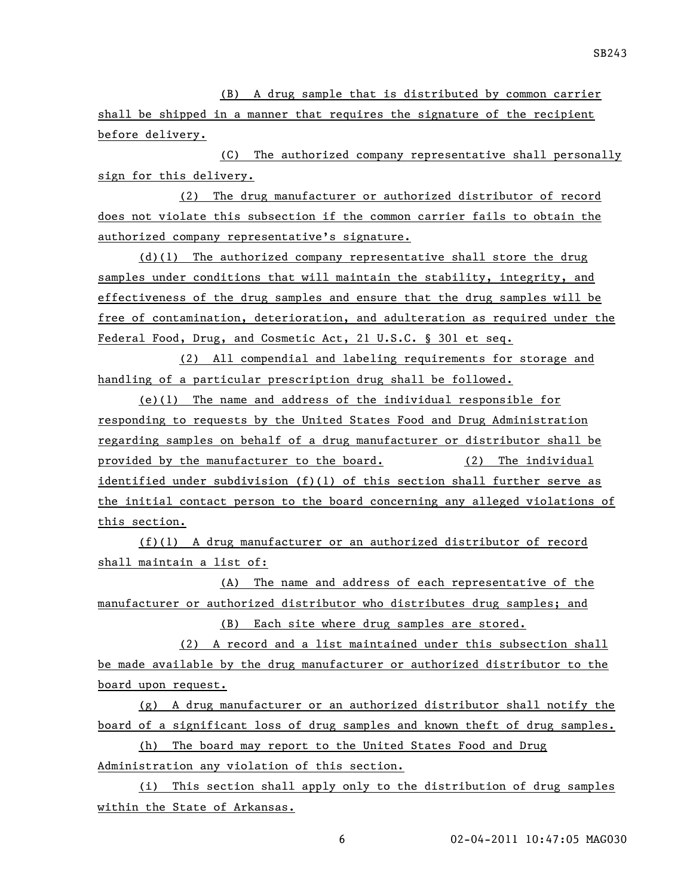(B) A drug sample that is distributed by common carrier shall be shipped in a manner that requires the signature of the recipient before delivery.

(C) The authorized company representative shall personally sign for this delivery.

(2) The drug manufacturer or authorized distributor of record does not violate this subsection if the common carrier fails to obtain the authorized company representative's signature.

(d)(1) The authorized company representative shall store the drug samples under conditions that will maintain the stability, integrity, and effectiveness of the drug samples and ensure that the drug samples will be free of contamination, deterioration, and adulteration as required under the Federal Food, Drug, and Cosmetic Act, 21 U.S.C. § 301 et seq.

(2) All compendial and labeling requirements for storage and handling of a particular prescription drug shall be followed.

(e)(1) The name and address of the individual responsible for responding to requests by the United States Food and Drug Administration regarding samples on behalf of a drug manufacturer or distributor shall be provided by the manufacturer to the board. (2) The individual identified under subdivision (f)(1) of this section shall further serve as the initial contact person to the board concerning any alleged violations of this section.

(f)(1) A drug manufacturer or an authorized distributor of record shall maintain a list of:

(A) The name and address of each representative of the manufacturer or authorized distributor who distributes drug samples; and

(B) Each site where drug samples are stored.

(2) A record and a list maintained under this subsection shall be made available by the drug manufacturer or authorized distributor to the board upon request.

(g) A drug manufacturer or an authorized distributor shall notify the board of a significant loss of drug samples and known theft of drug samples.

(h) The board may report to the United States Food and Drug Administration any violation of this section.

(i) This section shall apply only to the distribution of drug samples within the State of Arkansas.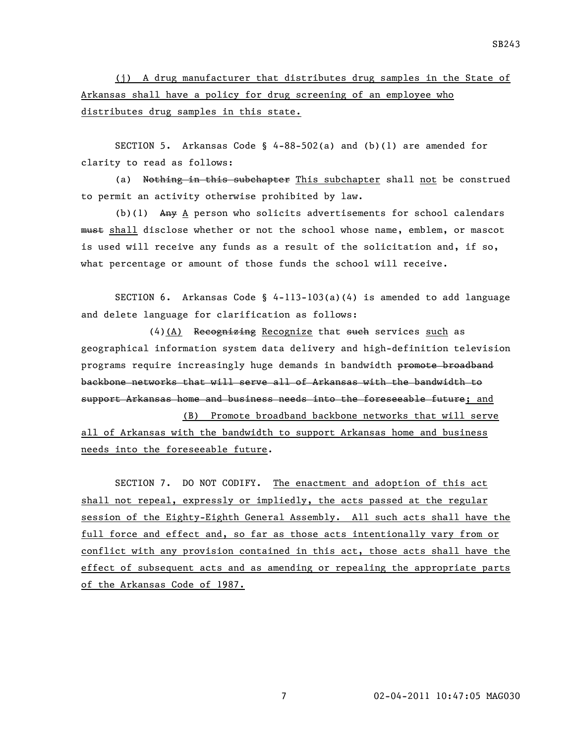(j) A drug manufacturer that distributes drug samples in the State of Arkansas shall have a policy for drug screening of an employee who distributes drug samples in this state.

SECTION 5. Arkansas Code § 4-88-502(a) and (b)(1) are amended for clarity to read as follows:

(a) ~~Nothing in this subchapter~~ This subchapter shall not be construed to permit an activity otherwise prohibited by law.

(b)(1) ~~Any~~ A person who solicits advertisements for school calendars ~~must~~ shall disclose whether or not the school whose name, emblem, or mascot is used will receive any funds as a result of the solicitation and, if so, what percentage or amount of those funds the school will receive.

SECTION 6. Arkansas Code § 4-113-103(a)(4) is amended to add language and delete language for clarification as follows:

(4)(A) ~~Recognizing~~ Recognize that ~~such~~ services such as geographical information system data delivery and high-definition television programs require increasingly huge demands in bandwidth ~~promote broadband backbone networks that will serve all of Arkansas with the bandwidth to support Arkansas home and business needs into the foreseeable future~~; and

(B) Promote broadband backbone networks that will serve all of Arkansas with the bandwidth to support Arkansas home and business needs into the foreseeable future.

SECTION 7. DO NOT CODIFY. The enactment and adoption of this act shall not repeal, expressly or impliedly, the acts passed at the regular session of the Eighty-Eighth General Assembly. All such acts shall have the full force and effect and, so far as those acts intentionally vary from or conflict with any provision contained in this act, those acts shall have the effect of subsequent acts and as amending or repealing the appropriate parts of the Arkansas Code of 1987.